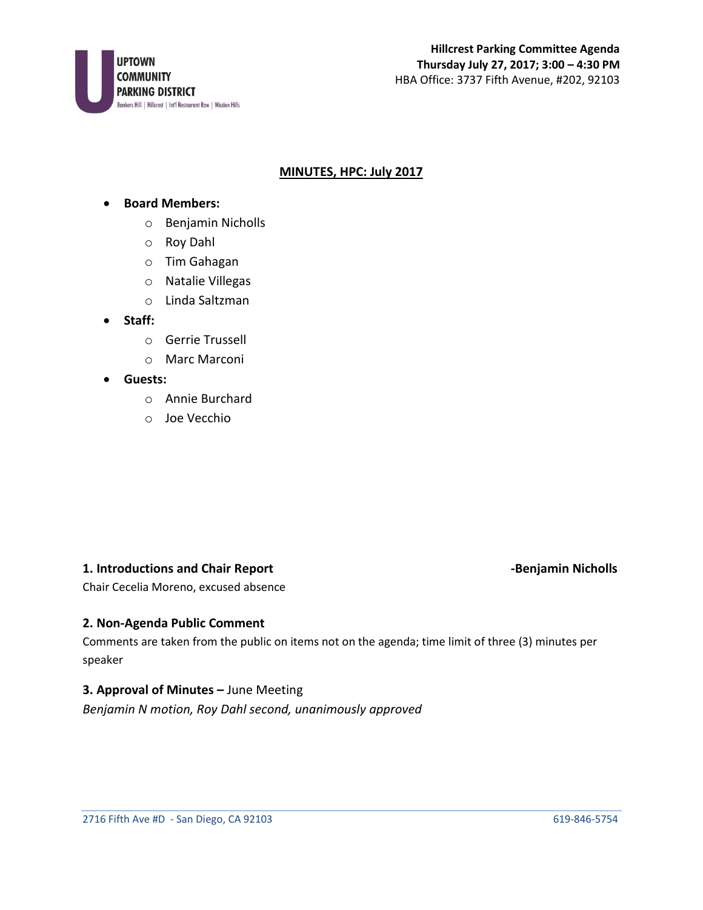UPTOWN COMMUNITY PARKING DISTRICT
Bankers Hill | Hillcrest | Int'l Restaurant Row | Mission Hills

**Hillcrest Parking Committee Agenda**
**Thursday July 27, 2017; 3:00 – 4:30 PM**
HBA Office: 3737 Fifth Avenue, #202, 92103

## MINUTES, HPC: July 2017

- **Board Members:**
    - Benjamin Nicholls
    - Roy Dahl
    - Tim Gahagan
    - Natalie Villegas
    - Linda Saltzman
- **Staff:**
    - Gerrie Trussell
    - Marc Marconi
- **Guests:**
    - Annie Burchard
    - Joe Vecchio

### 1. Introductions and Chair Report -Benjamin Nicholls

Chair Cecelia Moreno, excused absence

### 2. Non-Agenda Public Comment

Comments are taken from the public on items not on the agenda; time limit of three (3) minutes per speaker

### 3. Approval of Minutes – June Meeting

*Benjamin N motion, Roy Dahl second, unanimously approved*

2716 Fifth Ave #D - San Diego, CA 92103 619-846-5754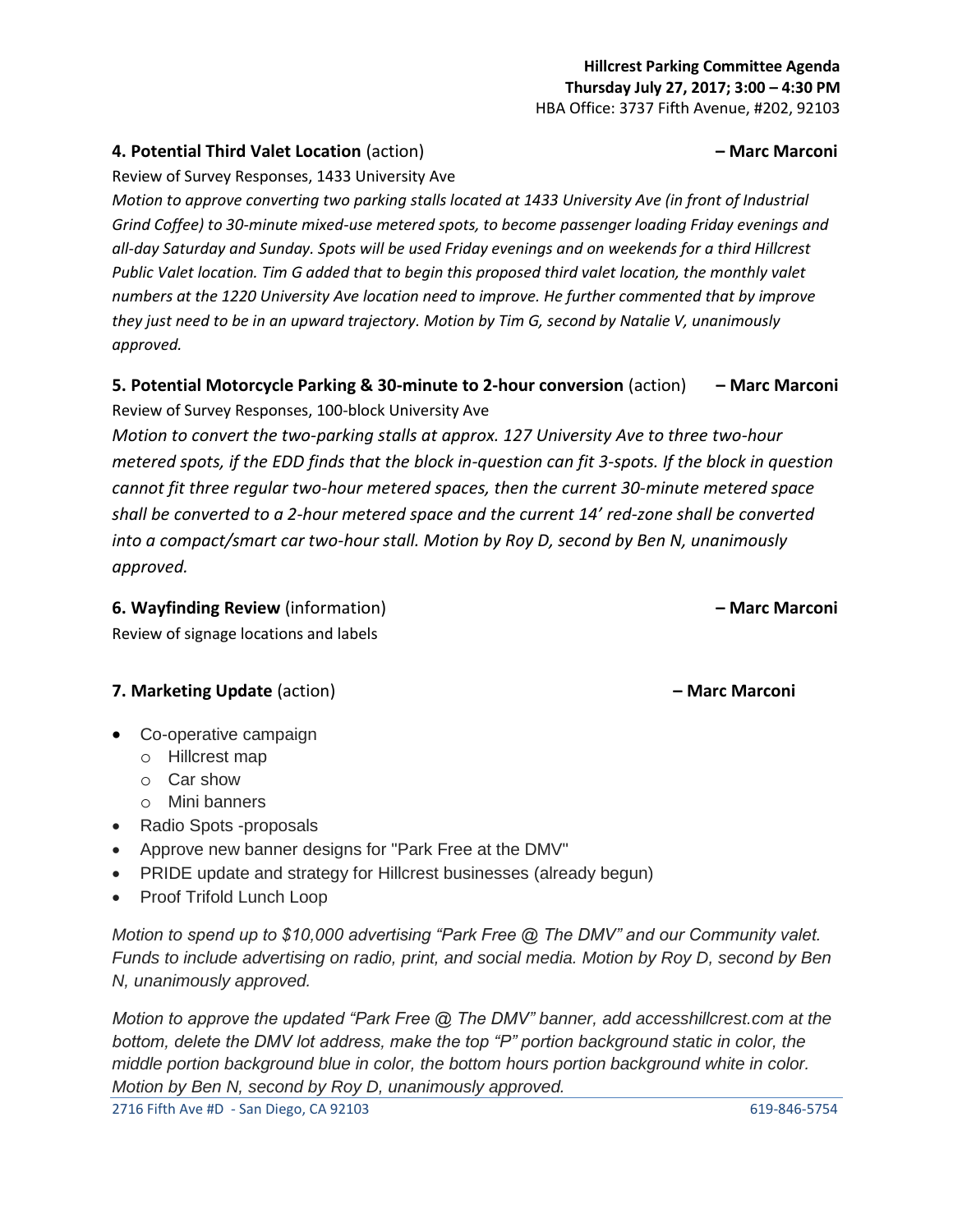**4. Potential Third Valet Location** (action) **– Marc Marconi**

Review of Survey Responses, 1433 University Ave

*Motion to approve converting two parking stalls located at 1433 University Ave (in front of Industrial Grind Coffee) to 30-minute mixed-use metered spots, to become passenger loading Friday evenings and all-day Saturday and Sunday. Spots will be used Friday evenings and on weekends for a third Hillcrest Public Valet location. Tim G added that to begin this proposed third valet location, the monthly valet numbers at the 1220 University Ave location need to improve. He further commented that by improve they just need to be in an upward trajectory. Motion by Tim G, second by Natalie V, unanimously approved.*

**5. Potential Motorcycle Parking & 30-minute to 2-hour conversion** (action) **– Marc Marconi**

Review of Survey Responses, 100-block University Ave

*Motion to convert the two-parking stalls at approx. 127 University Ave to three two-hour metered spots, if the EDD finds that the block in-question can fit 3-spots. If the block in question cannot fit three regular two-hour metered spaces, then the current 30-minute metered space shall be converted to a 2-hour metered space and the current 14' red-zone shall be converted into a compact/smart car two-hour stall. Motion by Roy D, second by Ben N, unanimously approved.*

**6. Wayfinding Review** (information) **– Marc Marconi**

Review of signage locations and labels

**7. Marketing Update** (action) **– Marc Marconi**

- Co-operative campaign
  - Hillcrest map
  - Car show
  - Mini banners
- Radio Spots -proposals
- Approve new banner designs for "Park Free at the DMV"
- PRIDE update and strategy for Hillcrest businesses (already begun)
- Proof Trifold Lunch Loop

*Motion to spend up to $10,000 advertising "Park Free @ The DMV" and our Community valet. Funds to include advertising on radio, print, and social media. Motion by Roy D, second by Ben N, unanimously approved.*

*Motion to approve the updated "Park Free @ The DMV" banner, add accesshillcrest.com at the bottom, delete the DMV lot address, make the top "P" portion background static in color, the middle portion background blue in color, the bottom hours portion background white in color. Motion by Ben N, second by Roy D, unanimously approved.*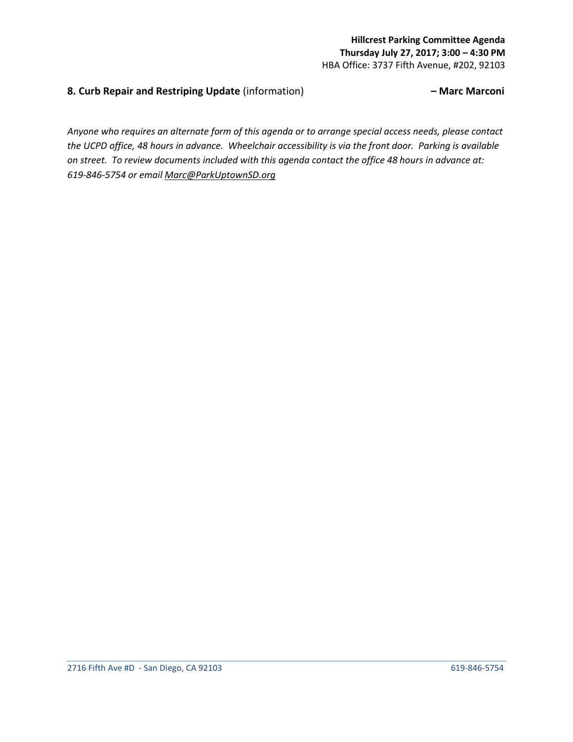**8. Curb Repair and Restriping Update** (information) **– Marc Marconi**

*Anyone who requires an alternate form of this agenda or to arrange special access needs, please contact the UCPD office, 48 hours in advance. Wheelchair accessibility is via the front door. Parking is available on street. To review documents included with this agenda contact the office 48 hours in advance at: 619-846-5754 or email Marc@ParkUptownSD.org*